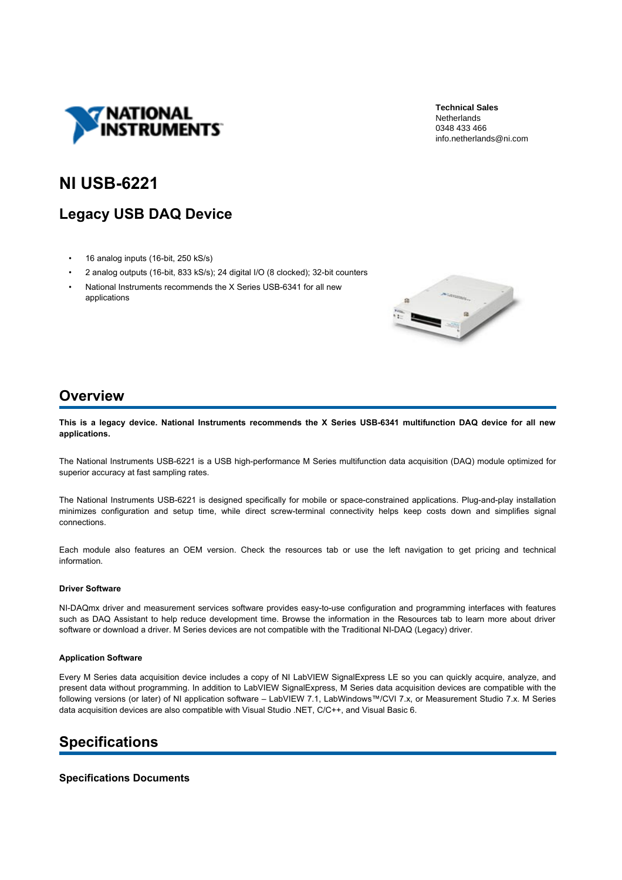**Technical Sales**
Netherlands
0348 433 466
info.netherlands@ni.com

# NI USB-6221

## Legacy USB DAQ Device

- 16 analog inputs (16-bit, 250 kS/s)
- 2 analog outputs (16-bit, 833 kS/s); 24 digital I/O (8 clocked); 32-bit counters
- National Instruments recommends the X Series USB-6341 for all new applications

## Overview

**This is a legacy device. National Instruments recommends the X Series USB-6341 multifunction DAQ device for all new applications.**

The National Instruments USB-6221 is a USB high-performance M Series multifunction data acquisition (DAQ) module optimized for superior accuracy at fast sampling rates.

The National Instruments USB-6221 is designed specifically for mobile or space-constrained applications. Plug-and-play installation minimizes configuration and setup time, while direct screw-terminal connectivity helps keep costs down and simplifies signal connections.

Each module also features an OEM version. Check the resources tab or use the left navigation to get pricing and technical information.

#### Driver Software

NI-DAQmx driver and measurement services software provides easy-to-use configuration and programming interfaces with features such as DAQ Assistant to help reduce development time. Browse the information in the Resources tab to learn more about driver software or download a driver. M Series devices are not compatible with the Traditional NI-DAQ (Legacy) driver.

#### Application Software

Every M Series data acquisition device includes a copy of NI LabVIEW SignalExpress LE so you can quickly acquire, analyze, and present data without programming. In addition to LabVIEW SignalExpress, M Series data acquisition devices are compatible with the following versions (or later) of NI application software – LabVIEW 7.1, LabWindows™/CVI 7.x, or Measurement Studio 7.x. M Series data acquisition devices are also compatible with Visual Studio .NET, C/C++, and Visual Basic 6.

## Specifications

### Specifications Documents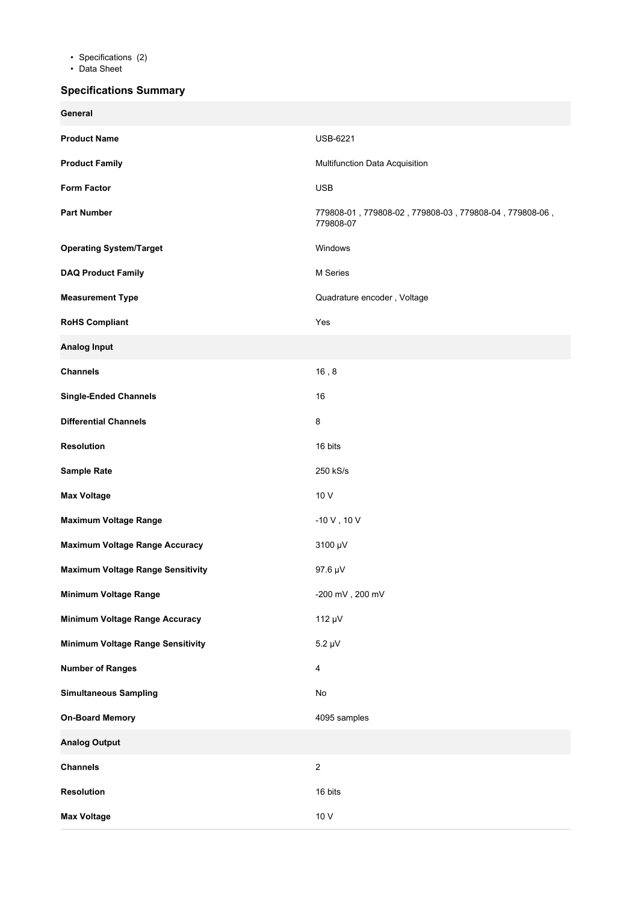- Specifications (2)
- Data Sheet

## Specifications Summary

| | |
|---|---|
| **General** | |
| **Product Name** | USB-6221 |
| **Product Family** | Multifunction Data Acquisition |
| **Form Factor** | USB |
| **Part Number** | 779808-01 , 779808-02 , 779808-03 , 779808-04 , 779808-06 , 779808-07 |
| **Operating System/Target** | Windows |
| **DAQ Product Family** | M Series |
| **Measurement Type** | Quadrature encoder , Voltage |
| **RoHS Compliant** | Yes |
| **Analog Input** | |
| **Channels** | 16 , 8 |
| **Single-Ended Channels** | 16 |
| **Differential Channels** | 8 |
| **Resolution** | 16 bits |
| **Sample Rate** | 250 kS/s |
| **Max Voltage** | 10 V |
| **Maximum Voltage Range** | -10 V , 10 V |
| **Maximum Voltage Range Accuracy** | 3100 μV |
| **Maximum Voltage Range Sensitivity** | 97.6 μV |
| **Minimum Voltage Range** | -200 mV , 200 mV |
| **Minimum Voltage Range Accuracy** | 112 μV |
| **Minimum Voltage Range Sensitivity** | 5.2 μV |
| **Number of Ranges** | 4 |
| **Simultaneous Sampling** | No |
| **On-Board Memory** | 4095 samples |
| **Analog Output** | |
| **Channels** | 2 |
| **Resolution** | 16 bits |
| **Max Voltage** | 10 V |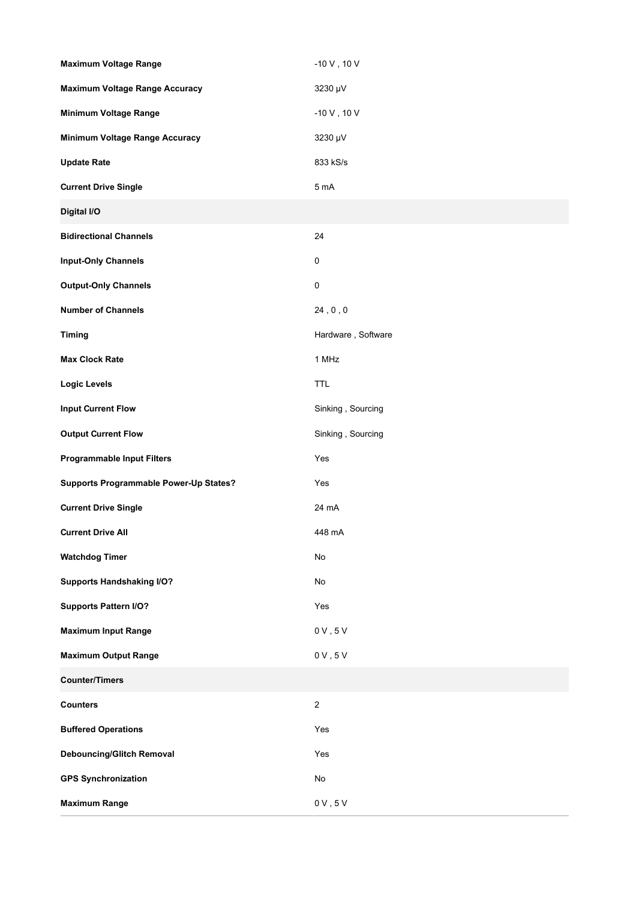| | |
|---|---|
| **Maximum Voltage Range** | -10 V , 10 V |
| **Maximum Voltage Range Accuracy** | 3230 μV |
| **Minimum Voltage Range** | -10 V , 10 V |
| **Minimum Voltage Range Accuracy** | 3230 μV |
| **Update Rate** | 833 kS/s |
| **Current Drive Single** | 5 mA |
| **Digital I/O** | |
| **Bidirectional Channels** | 24 |
| **Input-Only Channels** | 0 |
| **Output-Only Channels** | 0 |
| **Number of Channels** | 24 , 0 , 0 |
| **Timing** | Hardware , Software |
| **Max Clock Rate** | 1 MHz |
| **Logic Levels** | TTL |
| **Input Current Flow** | Sinking , Sourcing |
| **Output Current Flow** | Sinking , Sourcing |
| **Programmable Input Filters** | Yes |
| **Supports Programmable Power-Up States?** | Yes |
| **Current Drive Single** | 24 mA |
| **Current Drive All** | 448 mA |
| **Watchdog Timer** | No |
| **Supports Handshaking I/O?** | No |
| **Supports Pattern I/O?** | Yes |
| **Maximum Input Range** | 0 V , 5 V |
| **Maximum Output Range** | 0 V , 5 V |
| **Counter/Timers** | |
| **Counters** | 2 |
| **Buffered Operations** | Yes |
| **Debouncing/Glitch Removal** | Yes |
| **GPS Synchronization** | No |
| **Maximum Range** | 0 V , 5 V |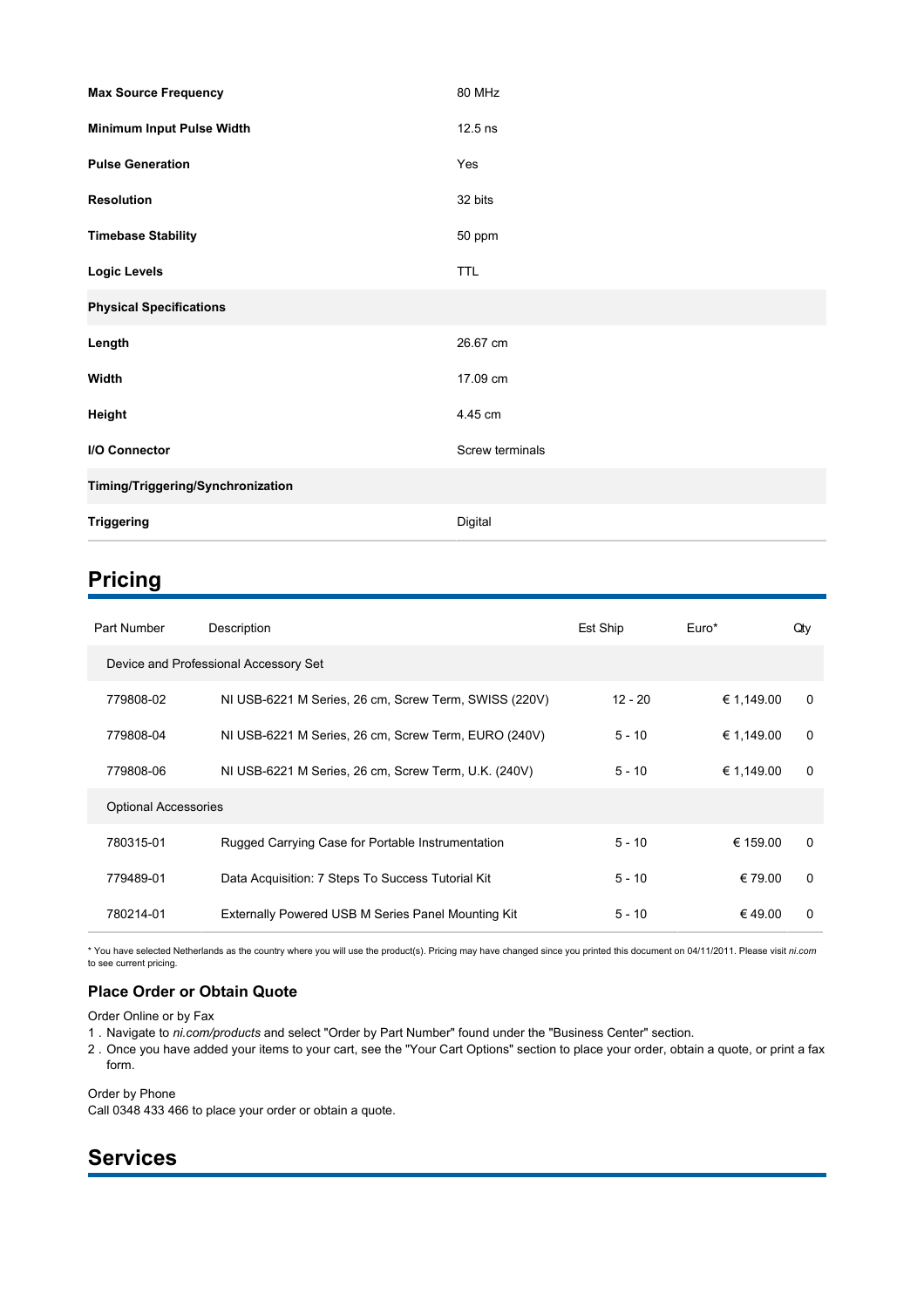| | |
|---|---|
| **Max Source Frequency** | 80 MHz |
| **Minimum Input Pulse Width** | 12.5 ns |
| **Pulse Generation** | Yes |
| **Resolution** | 32 bits |
| **Timebase Stability** | 50 ppm |
| **Logic Levels** | TTL |
| **Physical Specifications** | |
| **Length** | 26.67 cm |
| **Width** | 17.09 cm |
| **Height** | 4.45 cm |
| **I/O Connector** | Screw terminals |
| **Timing/Triggering/Synchronization** | |
| **Triggering** | Digital |

## Pricing

| Part Number | Description | Est Ship | Euro* | Qty |
|---|---|---|---|---|
| Device and Professional Accessory Set | | | | |
| 779808-02 | NI USB-6221 M Series, 26 cm, Screw Term, SWISS (220V) | 12 - 20 | € 1,149.00 | 0 |
| 779808-04 | NI USB-6221 M Series, 26 cm, Screw Term, EURO (240V) | 5 - 10 | € 1,149.00 | 0 |
| 779808-06 | NI USB-6221 M Series, 26 cm, Screw Term, U.K. (240V) | 5 - 10 | € 1,149.00 | 0 |
| Optional Accessories | | | | |
| 780315-01 | Rugged Carrying Case for Portable Instrumentation | 5 - 10 | € 159.00 | 0 |
| 779489-01 | Data Acquisition: 7 Steps To Success Tutorial Kit | 5 - 10 | € 79.00 | 0 |
| 780214-01 | Externally Powered USB M Series Panel Mounting Kit | 5 - 10 | € 49.00 | 0 |

* You have selected Netherlands as the country where you will use the product(s). Pricing may have changed since you printed this document on 04/11/2011. Please visit *ni.com* to see current pricing.

### Place Order or Obtain Quote

Order Online or by Fax

1. Navigate to *ni.com/products* and select "Order by Part Number" found under the "Business Center" section.
2. Once you have added your items to your cart, see the "Your Cart Options" section to place your order, obtain a quote, or print a fax form.

Order by Phone
Call 0348 433 466 to place your order or obtain a quote.

## Services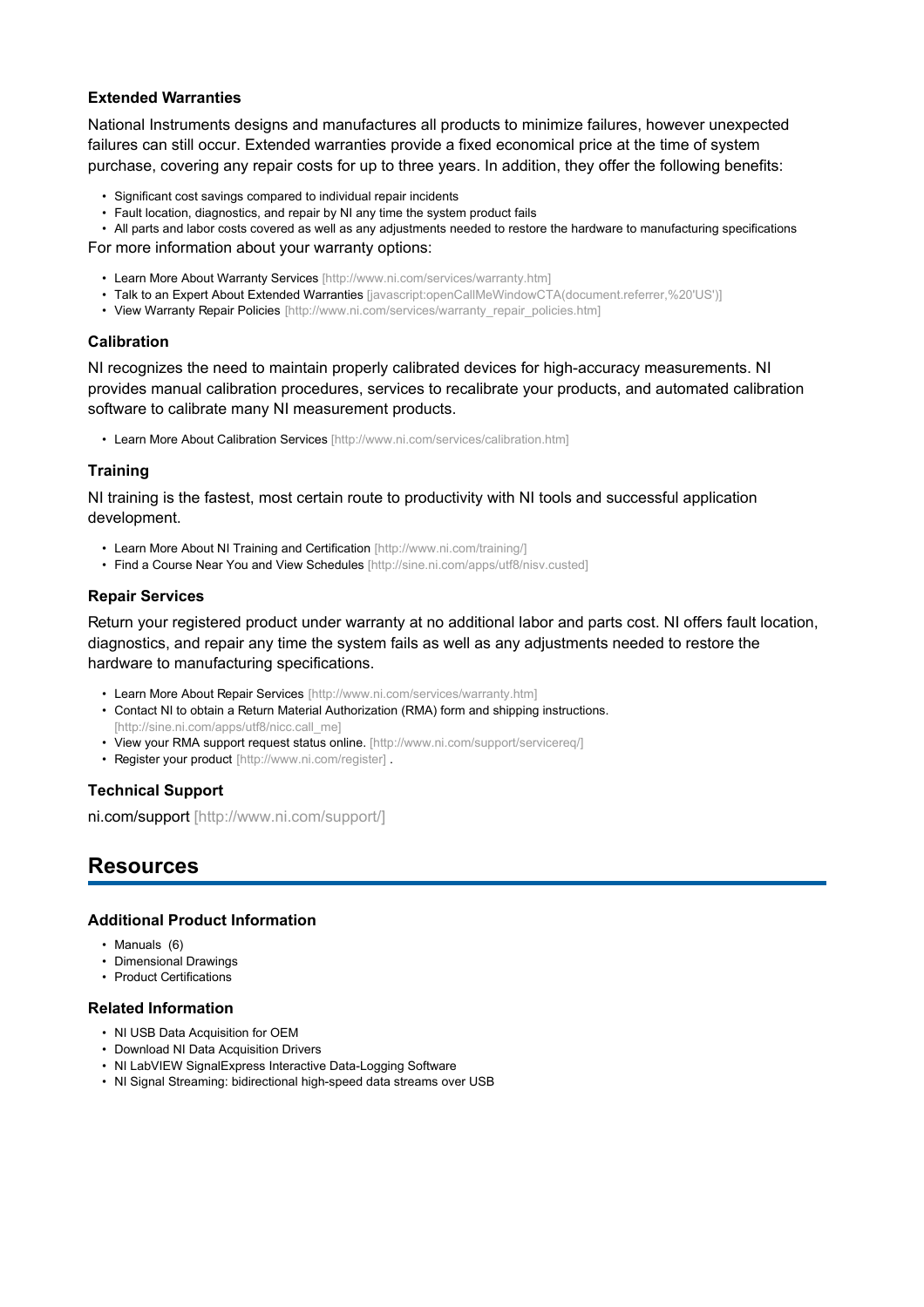### Extended Warranties

National Instruments designs and manufactures all products to minimize failures, however unexpected failures can still occur. Extended warranties provide a fixed economical price at the time of system purchase, covering any repair costs for up to three years. In addition, they offer the following benefits:

- Significant cost savings compared to individual repair incidents
- Fault location, diagnostics, and repair by NI any time the system product fails
- All parts and labor costs covered as well as any adjustments needed to restore the hardware to manufacturing specifications

For more information about your warranty options:

- Learn More About Warranty Services [http://www.ni.com/services/warranty.htm]
- Talk to an Expert About Extended Warranties [javascript:openCallMeWindowCTA(document.referrer,%20'US')]
- View Warranty Repair Policies [http://www.ni.com/services/warranty_repair_policies.htm]

### Calibration

NI recognizes the need to maintain properly calibrated devices for high-accuracy measurements. NI provides manual calibration procedures, services to recalibrate your products, and automated calibration software to calibrate many NI measurement products.

- Learn More About Calibration Services [http://www.ni.com/services/calibration.htm]

### Training

NI training is the fastest, most certain route to productivity with NI tools and successful application development.

- Learn More About NI Training and Certification [http://www.ni.com/training/]
- Find a Course Near You and View Schedules [http://sine.ni.com/apps/utf8/nisv.custed]

### Repair Services

Return your registered product under warranty at no additional labor and parts cost. NI offers fault location, diagnostics, and repair any time the system fails as well as any adjustments needed to restore the hardware to manufacturing specifications.

- Learn More About Repair Services [http://www.ni.com/services/warranty.htm]
- Contact NI to obtain a Return Material Authorization (RMA) form and shipping instructions. [http://sine.ni.com/apps/utf8/nicc.call_me]
- View your RMA support request status online. [http://www.ni.com/support/servicereq/]
- Register your product [http://www.ni.com/register] .

### Technical Support

ni.com/support [http://www.ni.com/support/]

## Resources

### Additional Product Information

- Manuals (6)
- Dimensional Drawings
- Product Certifications

### Related Information

- NI USB Data Acquisition for OEM
- Download NI Data Acquisition Drivers
- NI LabVIEW SignalExpress Interactive Data-Logging Software
- NI Signal Streaming: bidirectional high-speed data streams over USB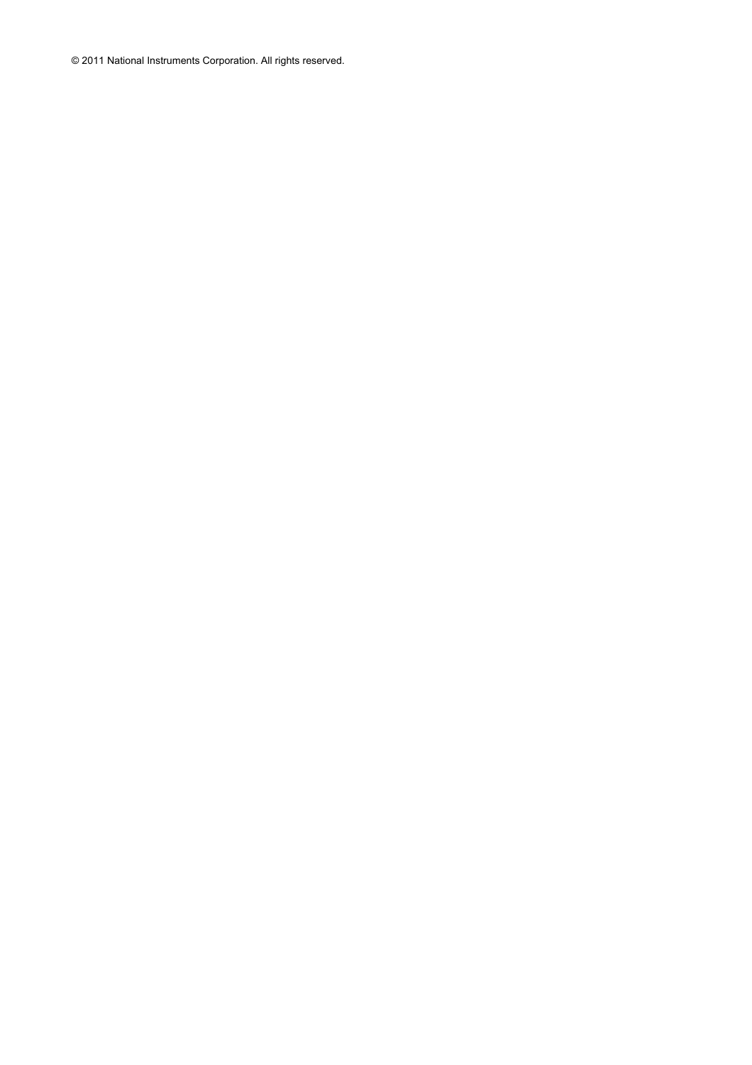© 2011 National Instruments Corporation. All rights reserved.